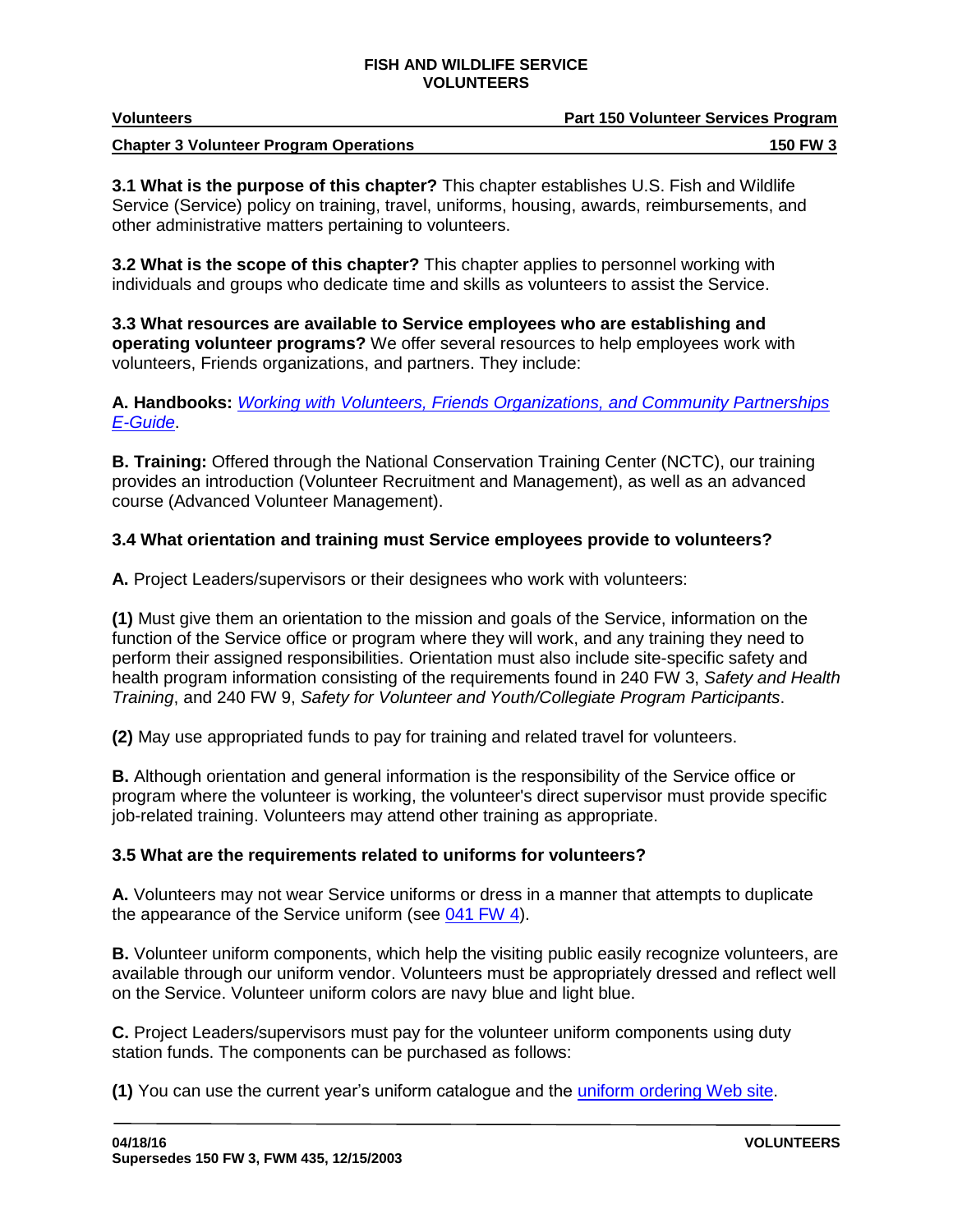# FISH AND WILDLIFE SERVICE
# VOLUNTEERS

**Volunteers** | **Part 150 Volunteer Services Program**

**Chapter 3 Volunteer Program Operations** | **150 FW 3**

**3.1 What is the purpose of this chapter?** This chapter establishes U.S. Fish and Wildlife Service (Service) policy on training, travel, uniforms, housing, awards, reimbursements, and other administrative matters pertaining to volunteers.

**3.2 What is the scope of this chapter?** This chapter applies to personnel working with individuals and groups who dedicate time and skills as volunteers to assist the Service.

**3.3 What resources are available to Service employees who are establishing and operating volunteer programs?** We offer several resources to help employees work with volunteers, Friends organizations, and partners. They include:

**A. Handbooks:** *Working with Volunteers, Friends Organizations, and Community Partnerships E-Guide*.

**B. Training:** Offered through the National Conservation Training Center (NCTC), our training provides an introduction (Volunteer Recruitment and Management), as well as an advanced course (Advanced Volunteer Management).

**3.4 What orientation and training must Service employees provide to volunteers?**

**A.** Project Leaders/supervisors or their designees who work with volunteers:

**(1)** Must give them an orientation to the mission and goals of the Service, information on the function of the Service office or program where they will work, and any training they need to perform their assigned responsibilities. Orientation must also include site-specific safety and health program information consisting of the requirements found in 240 FW 3, *Safety and Health Training*, and 240 FW 9, *Safety for Volunteer and Youth/Collegiate Program Participants*.

**(2)** May use appropriated funds to pay for training and related travel for volunteers.

**B.** Although orientation and general information is the responsibility of the Service office or program where the volunteer is working, the volunteer's direct supervisor must provide specific job-related training. Volunteers may attend other training as appropriate.

**3.5 What are the requirements related to uniforms for volunteers?**

**A.** Volunteers may not wear Service uniforms or dress in a manner that attempts to duplicate the appearance of the Service uniform (see 041 FW 4).

**B.** Volunteer uniform components, which help the visiting public easily recognize volunteers, are available through our uniform vendor. Volunteers must be appropriately dressed and reflect well on the Service. Volunteer uniform colors are navy blue and light blue.

**C.** Project Leaders/supervisors must pay for the volunteer uniform components using duty station funds. The components can be purchased as follows:

**(1)** You can use the current year's uniform catalogue and the uniform ordering Web site.

04/18/16
Supersedes 150 FW 3, FWM 435, 12/15/2003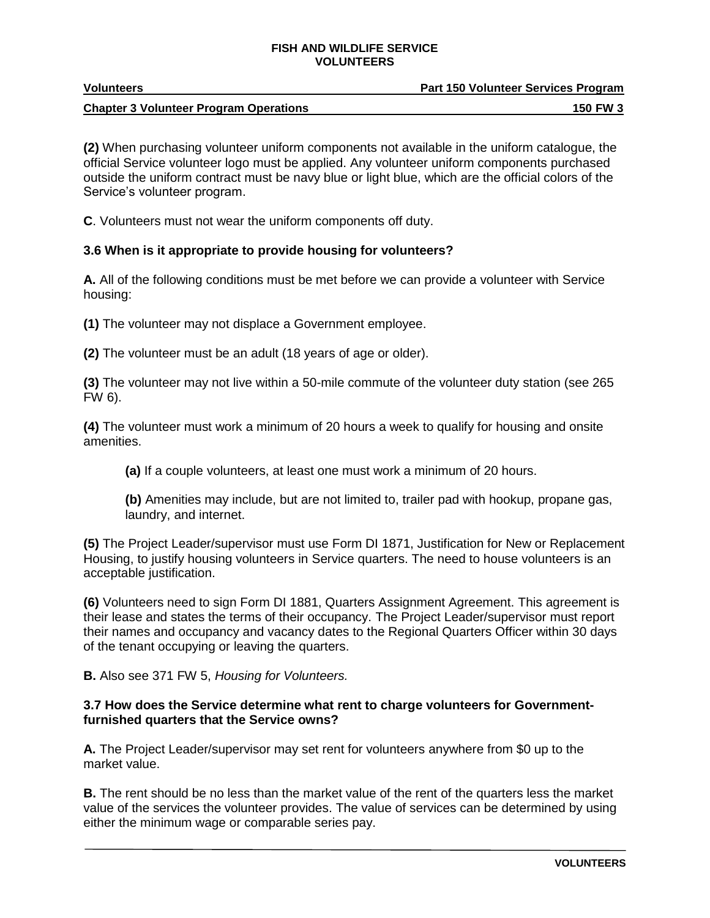**(2)** When purchasing volunteer uniform components not available in the uniform catalogue, the official Service volunteer logo must be applied. Any volunteer uniform components purchased outside the uniform contract must be navy blue or light blue, which are the official colors of the Service's volunteer program.

**C**. Volunteers must not wear the uniform components off duty.

### 3.6 When is it appropriate to provide housing for volunteers?

**A.** All of the following conditions must be met before we can provide a volunteer with Service housing:

**(1)** The volunteer may not displace a Government employee.

**(2)** The volunteer must be an adult (18 years of age or older).

**(3)** The volunteer may not live within a 50-mile commute of the volunteer duty station (see 265 FW 6).

**(4)** The volunteer must work a minimum of 20 hours a week to qualify for housing and onsite amenities.

> **(a)** If a couple volunteers, at least one must work a minimum of 20 hours.
>
> **(b)** Amenities may include, but are not limited to, trailer pad with hookup, propane gas, laundry, and internet.

**(5)** The Project Leader/supervisor must use Form DI 1871, Justification for New or Replacement Housing, to justify housing volunteers in Service quarters. The need to house volunteers is an acceptable justification.

**(6)** Volunteers need to sign Form DI 1881, Quarters Assignment Agreement. This agreement is their lease and states the terms of their occupancy. The Project Leader/supervisor must report their names and occupancy and vacancy dates to the Regional Quarters Officer within 30 days of the tenant occupying or leaving the quarters.

**B.** Also see 371 FW 5, *Housing for Volunteers.*

### 3.7 How does the Service determine what rent to charge volunteers for Government-furnished quarters that the Service owns?

**A.** The Project Leader/supervisor may set rent for volunteers anywhere from $0 up to the market value.

**B.** The rent should be no less than the market value of the rent of the quarters less the market value of the services the volunteer provides. The value of services can be determined by using either the minimum wage or comparable series pay.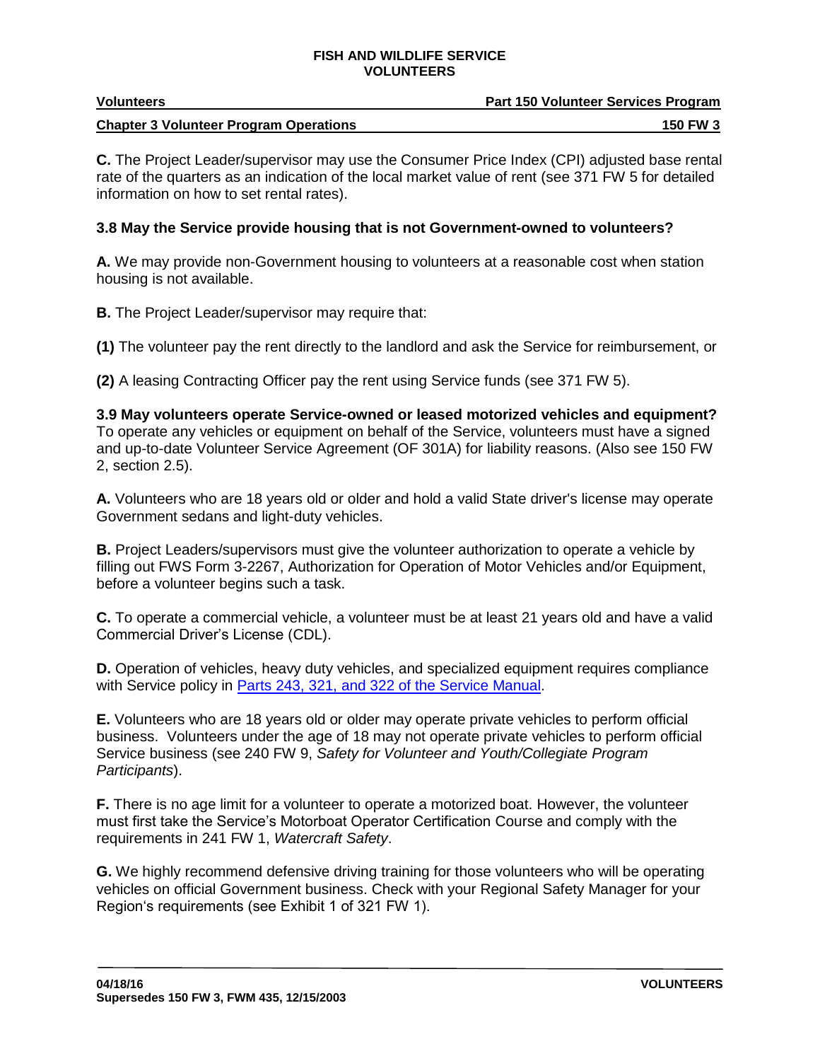**C.** The Project Leader/supervisor may use the Consumer Price Index (CPI) adjusted base rental rate of the quarters as an indication of the local market value of rent (see 371 FW 5 for detailed information on how to set rental rates).

### 3.8 May the Service provide housing that is not Government-owned to volunteers?

**A.** We may provide non-Government housing to volunteers at a reasonable cost when station housing is not available.

**B.** The Project Leader/supervisor may require that:

**(1)** The volunteer pay the rent directly to the landlord and ask the Service for reimbursement, or

**(2)** A leasing Contracting Officer pay the rent using Service funds (see 371 FW 5).

### 3.9 May volunteers operate Service-owned or leased motorized vehicles and equipment?

To operate any vehicles or equipment on behalf of the Service, volunteers must have a signed and up-to-date Volunteer Service Agreement (OF 301A) for liability reasons. (Also see 150 FW 2, section 2.5).

**A.** Volunteers who are 18 years old or older and hold a valid State driver's license may operate Government sedans and light-duty vehicles.

**B.** Project Leaders/supervisors must give the volunteer authorization to operate a vehicle by filling out FWS Form 3-2267, Authorization for Operation of Motor Vehicles and/or Equipment, before a volunteer begins such a task.

**C.** To operate a commercial vehicle, a volunteer must be at least 21 years old and have a valid Commercial Driver's License (CDL).

**D.** Operation of vehicles, heavy duty vehicles, and specialized equipment requires compliance with Service policy in Parts 243, 321, and 322 of the Service Manual.

**E.** Volunteers who are 18 years old or older may operate private vehicles to perform official business. Volunteers under the age of 18 may not operate private vehicles to perform official Service business (see 240 FW 9, *Safety for Volunteer and Youth/Collegiate Program Participants*).

**F.** There is no age limit for a volunteer to operate a motorized boat. However, the volunteer must first take the Service's Motorboat Operator Certification Course and comply with the requirements in 241 FW 1, *Watercraft Safety*.

**G.** We highly recommend defensive driving training for those volunteers who will be operating vehicles on official Government business. Check with your Regional Safety Manager for your Region's requirements (see Exhibit 1 of 321 FW 1).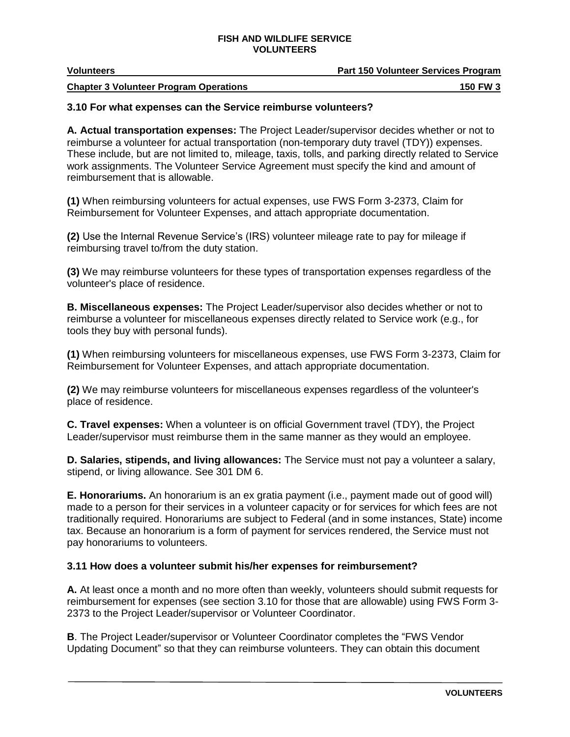### 3.10 For what expenses can the Service reimburse volunteers?

**A. Actual transportation expenses:** The Project Leader/supervisor decides whether or not to reimburse a volunteer for actual transportation (non-temporary duty travel (TDY)) expenses. These include, but are not limited to, mileage, taxis, tolls, and parking directly related to Service work assignments. The Volunteer Service Agreement must specify the kind and amount of reimbursement that is allowable.

**(1)** When reimbursing volunteers for actual expenses, use FWS Form 3-2373, Claim for Reimbursement for Volunteer Expenses, and attach appropriate documentation.

**(2)** Use the Internal Revenue Service's (IRS) volunteer mileage rate to pay for mileage if reimbursing travel to/from the duty station.

**(3)** We may reimburse volunteers for these types of transportation expenses regardless of the volunteer's place of residence.

**B. Miscellaneous expenses:** The Project Leader/supervisor also decides whether or not to reimburse a volunteer for miscellaneous expenses directly related to Service work (e.g., for tools they buy with personal funds).

**(1)** When reimbursing volunteers for miscellaneous expenses, use FWS Form 3-2373, Claim for Reimbursement for Volunteer Expenses, and attach appropriate documentation.

**(2)** We may reimburse volunteers for miscellaneous expenses regardless of the volunteer's place of residence.

**C. Travel expenses:** When a volunteer is on official Government travel (TDY), the Project Leader/supervisor must reimburse them in the same manner as they would an employee.

**D. Salaries, stipends, and living allowances:** The Service must not pay a volunteer a salary, stipend, or living allowance. See 301 DM 6.

**E. Honorariums.** An honorarium is an ex gratia payment (i.e., payment made out of good will) made to a person for their services in a volunteer capacity or for services for which fees are not traditionally required. Honorariums are subject to Federal (and in some instances, State) income tax. Because an honorarium is a form of payment for services rendered, the Service must not pay honorariums to volunteers.

### 3.11 How does a volunteer submit his/her expenses for reimbursement?

**A.** At least once a month and no more often than weekly, volunteers should submit requests for reimbursement for expenses (see section 3.10 for those that are allowable) using FWS Form 3-2373 to the Project Leader/supervisor or Volunteer Coordinator.

**B**. The Project Leader/supervisor or Volunteer Coordinator completes the "FWS Vendor Updating Document" so that they can reimburse volunteers. They can obtain this document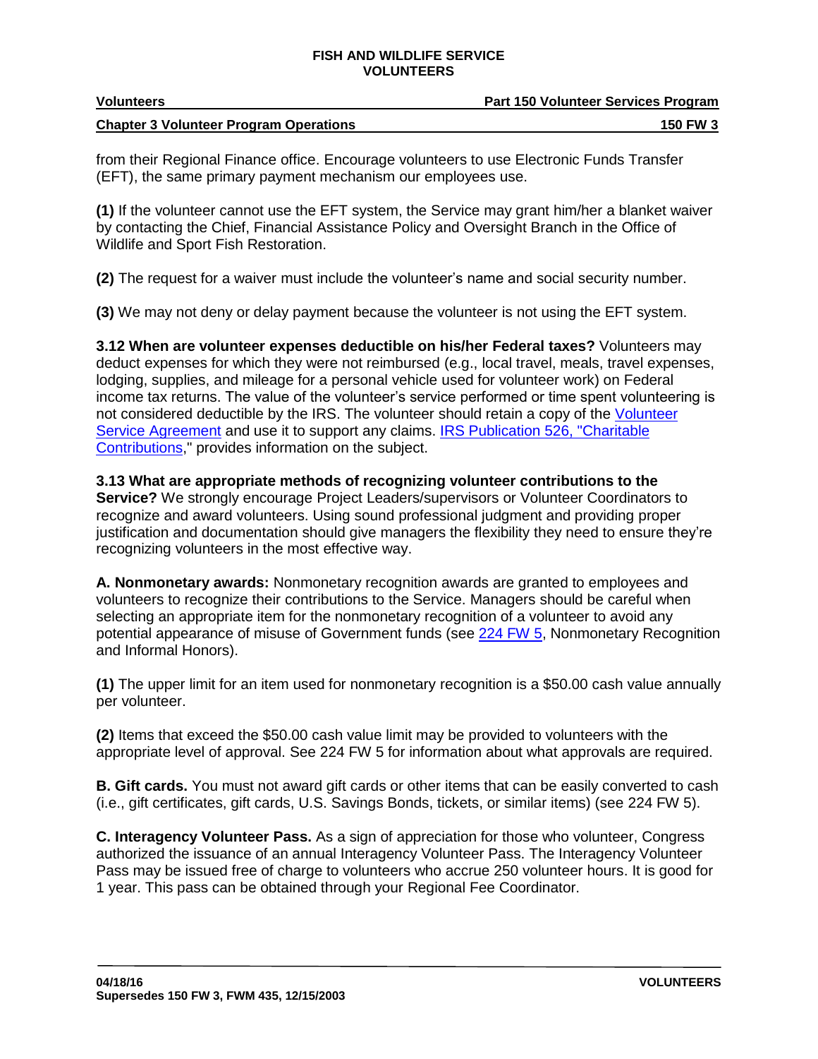from their Regional Finance office. Encourage volunteers to use Electronic Funds Transfer (EFT), the same primary payment mechanism our employees use.

**(1)** If the volunteer cannot use the EFT system, the Service may grant him/her a blanket waiver by contacting the Chief, Financial Assistance Policy and Oversight Branch in the Office of Wildlife and Sport Fish Restoration.

**(2)** The request for a waiver must include the volunteer's name and social security number.

**(3)** We may not deny or delay payment because the volunteer is not using the EFT system.

**3.12 When are volunteer expenses deductible on his/her Federal taxes?** Volunteers may deduct expenses for which they were not reimbursed (e.g., local travel, meals, travel expenses, lodging, supplies, and mileage for a personal vehicle used for volunteer work) on Federal income tax returns. The value of the volunteer's service performed or time spent volunteering is not considered deductible by the IRS. The volunteer should retain a copy of the Volunteer Service Agreement and use it to support any claims. IRS Publication 526, "Charitable Contributions," provides information on the subject.

**3.13 What are appropriate methods of recognizing volunteer contributions to the Service?** We strongly encourage Project Leaders/supervisors or Volunteer Coordinators to recognize and award volunteers. Using sound professional judgment and providing proper justification and documentation should give managers the flexibility they need to ensure they're recognizing volunteers in the most effective way.

**A. Nonmonetary awards:** Nonmonetary recognition awards are granted to employees and volunteers to recognize their contributions to the Service. Managers should be careful when selecting an appropriate item for the nonmonetary recognition of a volunteer to avoid any potential appearance of misuse of Government funds (see 224 FW 5, Nonmonetary Recognition and Informal Honors).

**(1)** The upper limit for an item used for nonmonetary recognition is a $50.00 cash value annually per volunteer.

**(2)** Items that exceed the $50.00 cash value limit may be provided to volunteers with the appropriate level of approval. See 224 FW 5 for information about what approvals are required.

**B. Gift cards.** You must not award gift cards or other items that can be easily converted to cash (i.e., gift certificates, gift cards, U.S. Savings Bonds, tickets, or similar items) (see 224 FW 5).

**C. Interagency Volunteer Pass.** As a sign of appreciation for those who volunteer, Congress authorized the issuance of an annual Interagency Volunteer Pass. The Interagency Volunteer Pass may be issued free of charge to volunteers who accrue 250 volunteer hours. It is good for 1 year. This pass can be obtained through your Regional Fee Coordinator.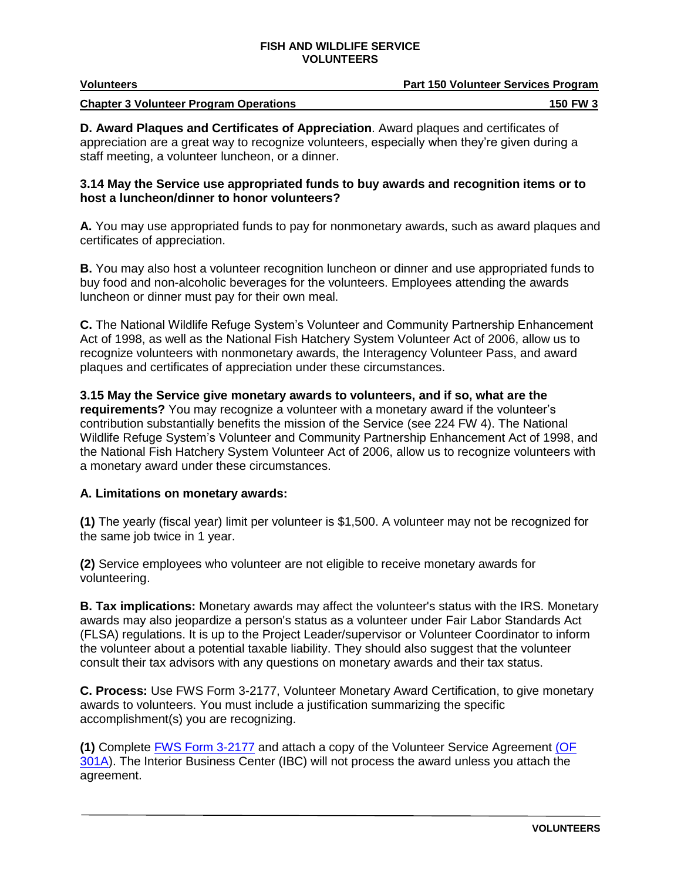**D. Award Plaques and Certificates of Appreciation**. Award plaques and certificates of appreciation are a great way to recognize volunteers, especially when they're given during a staff meeting, a volunteer luncheon, or a dinner.

**3.14 May the Service use appropriated funds to buy awards and recognition items or to host a luncheon/dinner to honor volunteers?**

**A.** You may use appropriated funds to pay for nonmonetary awards, such as award plaques and certificates of appreciation.

**B.** You may also host a volunteer recognition luncheon or dinner and use appropriated funds to buy food and non-alcoholic beverages for the volunteers. Employees attending the awards luncheon or dinner must pay for their own meal.

**C.** The National Wildlife Refuge System's Volunteer and Community Partnership Enhancement Act of 1998, as well as the National Fish Hatchery System Volunteer Act of 2006, allow us to recognize volunteers with nonmonetary awards, the Interagency Volunteer Pass, and award plaques and certificates of appreciation under these circumstances.

**3.15 May the Service give monetary awards to volunteers, and if so, what are the requirements?** You may recognize a volunteer with a monetary award if the volunteer's contribution substantially benefits the mission of the Service (see 224 FW 4). The National Wildlife Refuge System's Volunteer and Community Partnership Enhancement Act of 1998, and the National Fish Hatchery System Volunteer Act of 2006, allow us to recognize volunteers with a monetary award under these circumstances.

**A. Limitations on monetary awards:**

**(1)** The yearly (fiscal year) limit per volunteer is $1,500. A volunteer may not be recognized for the same job twice in 1 year.

**(2)** Service employees who volunteer are not eligible to receive monetary awards for volunteering.

**B. Tax implications:** Monetary awards may affect the volunteer's status with the IRS. Monetary awards may also jeopardize a person's status as a volunteer under Fair Labor Standards Act (FLSA) regulations. It is up to the Project Leader/supervisor or Volunteer Coordinator to inform the volunteer about a potential taxable liability. They should also suggest that the volunteer consult their tax advisors with any questions on monetary awards and their tax status.

**C. Process:** Use FWS Form 3-2177, Volunteer Monetary Award Certification, to give monetary awards to volunteers. You must include a justification summarizing the specific accomplishment(s) you are recognizing.

**(1)** Complete FWS Form 3-2177 and attach a copy of the Volunteer Service Agreement (OF 301A). The Interior Business Center (IBC) will not process the award unless you attach the agreement.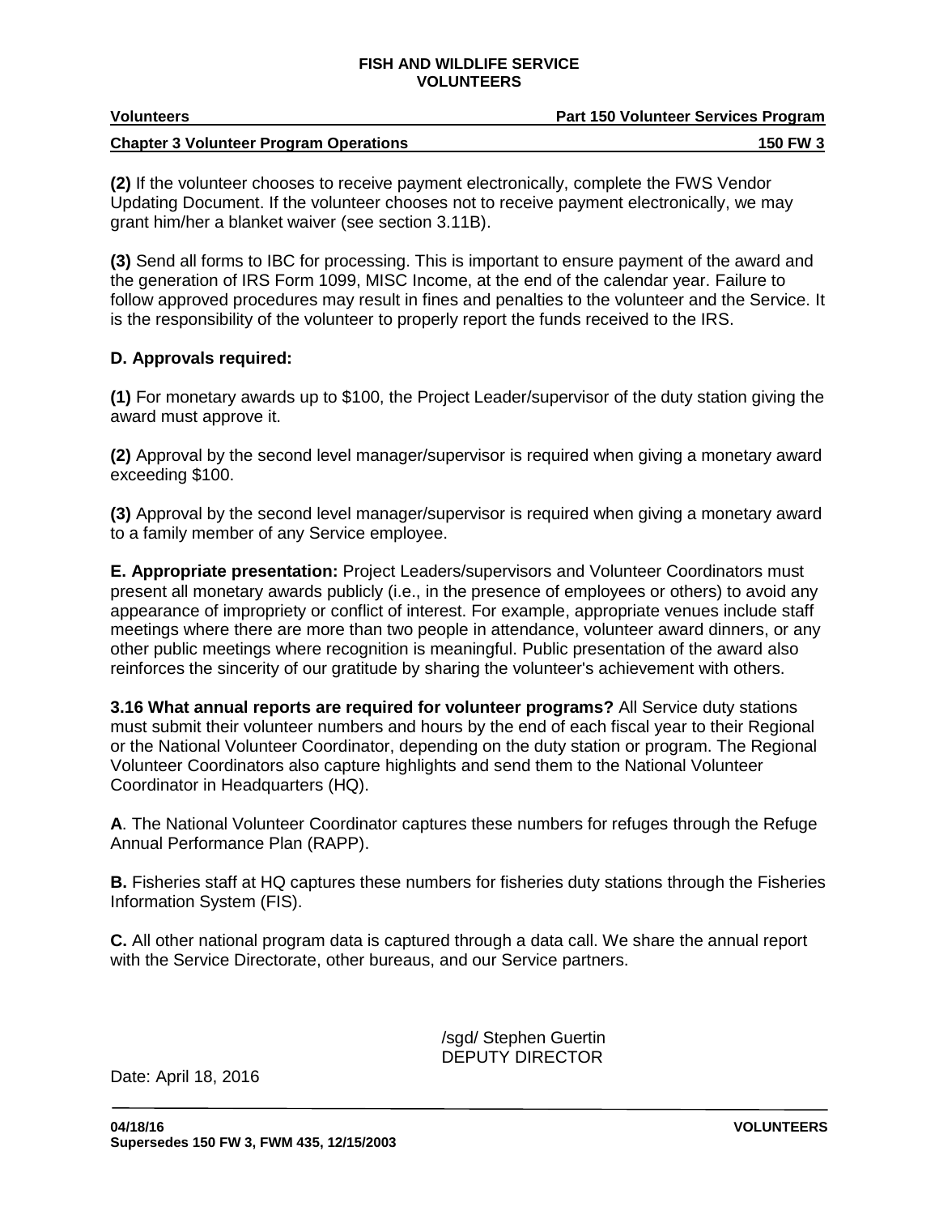**(2)** If the volunteer chooses to receive payment electronically, complete the FWS Vendor Updating Document. If the volunteer chooses not to receive payment electronically, we may grant him/her a blanket waiver (see section 3.11B).

**(3)** Send all forms to IBC for processing. This is important to ensure payment of the award and the generation of IRS Form 1099, MISC Income, at the end of the calendar year. Failure to follow approved procedures may result in fines and penalties to the volunteer and the Service. It is the responsibility of the volunteer to properly report the funds received to the IRS.

**D. Approvals required:**

**(1)** For monetary awards up to $100, the Project Leader/supervisor of the duty station giving the award must approve it.

**(2)** Approval by the second level manager/supervisor is required when giving a monetary award exceeding $100.

**(3)** Approval by the second level manager/supervisor is required when giving a monetary award to a family member of any Service employee.

**E. Appropriate presentation:** Project Leaders/supervisors and Volunteer Coordinators must present all monetary awards publicly (i.e., in the presence of employees or others) to avoid any appearance of impropriety or conflict of interest. For example, appropriate venues include staff meetings where there are more than two people in attendance, volunteer award dinners, or any other public meetings where recognition is meaningful. Public presentation of the award also reinforces the sincerity of our gratitude by sharing the volunteer's achievement with others.

**3.16 What annual reports are required for volunteer programs?** All Service duty stations must submit their volunteer numbers and hours by the end of each fiscal year to their Regional or the National Volunteer Coordinator, depending on the duty station or program. The Regional Volunteer Coordinators also capture highlights and send them to the National Volunteer Coordinator in Headquarters (HQ).

**A**. The National Volunteer Coordinator captures these numbers for refuges through the Refuge Annual Performance Plan (RAPP).

**B.** Fisheries staff at HQ captures these numbers for fisheries duty stations through the Fisheries Information System (FIS).

**C.** All other national program data is captured through a data call. We share the annual report with the Service Directorate, other bureaus, and our Service partners.

/sgd/ Stephen Guertin
DEPUTY DIRECTOR

Date: April 18, 2016

**04/18/16**
**Supersedes 150 FW 3, FWM 435, 12/15/2003**